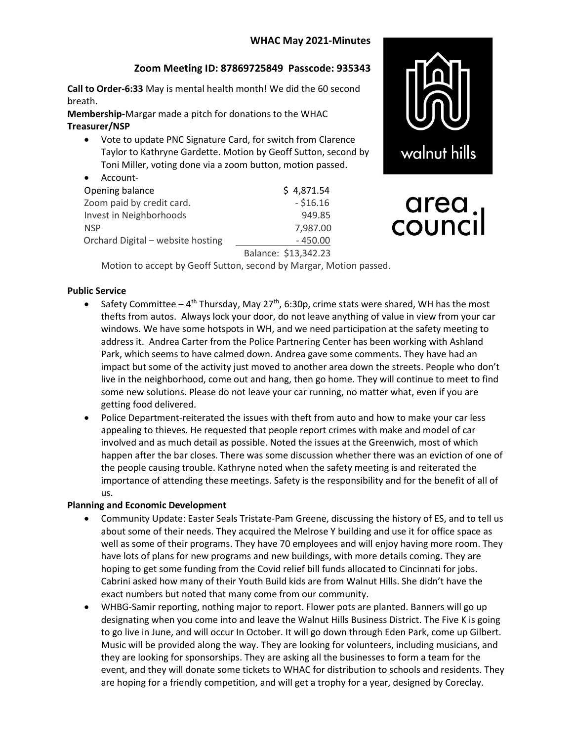# WHAC May 2021-Minutes

## Zoom Meeting ID: 87869725849 Passcode: 935343

walnut hills

area council

**Call to Order-6:33** May is mental health month! We did the 60 second breath.

**Membership-**Margar made a pitch for donations to the WHAC

**Treasurer/NSP**

- Vote to update PNC Signature Card, for switch from Clarence Taylor to Kathryne Gardette. Motion by Geoff Sutton, second by Toni Miller, voting done via a zoom button, motion passed.
- Account-

| | |
|---|---|
| Opening balance | $ 4,871.54 |
| Zoom paid by credit card. | - $16.16 |
| Invest in Neighborhoods | 949.85 |
| NSP | 7,987.00 |
| Orchard Digital – website hosting | - 450.00 |
| | Balance: $13,342.23 |

Motion to accept by Geoff Sutton, second by Margar, Motion passed.

**Public Service**

- Safety Committee – 4th Thursday, May 27th, 6:30p, crime stats were shared, WH has the most thefts from autos. Always lock your door, do not leave anything of value in view from your car windows. We have some hotspots in WH, and we need participation at the safety meeting to address it. Andrea Carter from the Police Partnering Center has been working with Ashland Park, which seems to have calmed down. Andrea gave some comments. They have had an impact but some of the activity just moved to another area down the streets. People who don't live in the neighborhood, come out and hang, then go home. They will continue to meet to find some new solutions. Please do not leave your car running, no matter what, even if you are getting food delivered.
- Police Department-reiterated the issues with theft from auto and how to make your car less appealing to thieves. He requested that people report crimes with make and model of car involved and as much detail as possible. Noted the issues at the Greenwich, most of which happen after the bar closes. There was some discussion whether there was an eviction of one of the people causing trouble. Kathryne noted when the safety meeting is and reiterated the importance of attending these meetings. Safety is the responsibility and for the benefit of all of us.

**Planning and Economic Development**

- Community Update: Easter Seals Tristate-Pam Greene, discussing the history of ES, and to tell us about some of their needs. They acquired the Melrose Y building and use it for office space as well as some of their programs. They have 70 employees and will enjoy having more room. They have lots of plans for new programs and new buildings, with more details coming. They are hoping to get some funding from the Covid relief bill funds allocated to Cincinnati for jobs. Cabrini asked how many of their Youth Build kids are from Walnut Hills. She didn't have the exact numbers but noted that many come from our community.
- WHBG-Samir reporting, nothing major to report. Flower pots are planted. Banners will go up designating when you come into and leave the Walnut Hills Business District. The Five K is going to go live in June, and will occur In October. It will go down through Eden Park, come up Gilbert. Music will be provided along the way. They are looking for volunteers, including musicians, and they are looking for sponsorships. They are asking all the businesses to form a team for the event, and they will donate some tickets to WHAC for distribution to schools and residents. They are hoping for a friendly competition, and will get a trophy for a year, designed by Coreclay.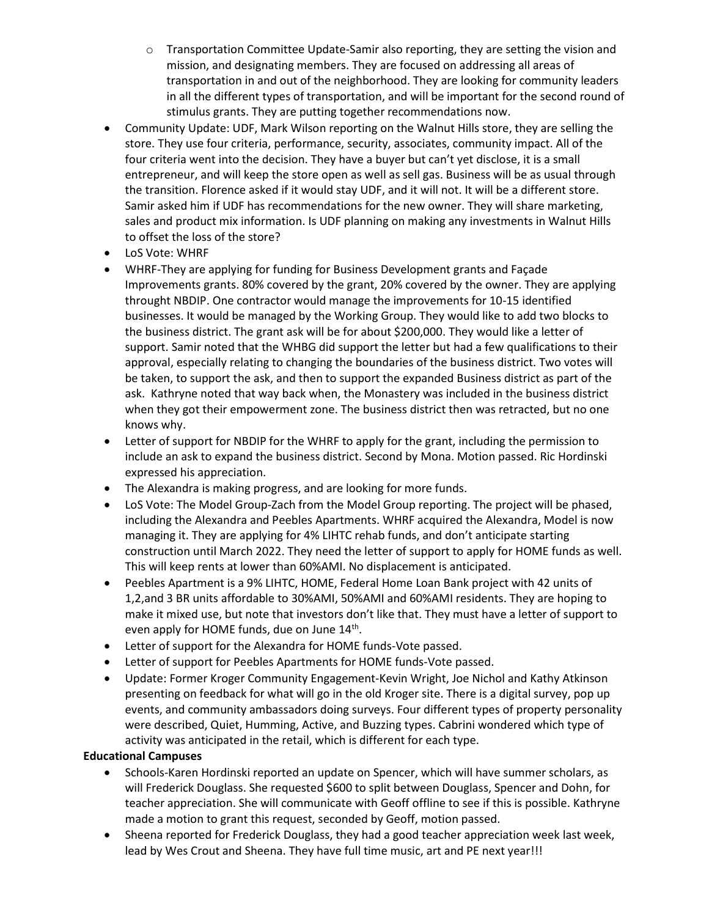- Transportation Committee Update-Samir also reporting, they are setting the vision and mission, and designating members. They are focused on addressing all areas of transportation in and out of the neighborhood. They are looking for community leaders in all the different types of transportation, and will be important for the second round of stimulus grants. They are putting together recommendations now.
- Community Update: UDF, Mark Wilson reporting on the Walnut Hills store, they are selling the store. They use four criteria, performance, security, associates, community impact. All of the four criteria went into the decision. They have a buyer but can't yet disclose, it is a small entrepreneur, and will keep the store open as well as sell gas. Business will be as usual through the transition. Florence asked if it would stay UDF, and it will not. It will be a different store. Samir asked him if UDF has recommendations for the new owner. They will share marketing, sales and product mix information. Is UDF planning on making any investments in Walnut Hills to offset the loss of the store?
- LoS Vote: WHRF
- WHRF-They are applying for funding for Business Development grants and Façade Improvements grants. 80% covered by the grant, 20% covered by the owner. They are applying throught NBDIP. One contractor would manage the improvements for 10-15 identified businesses. It would be managed by the Working Group. They would like to add two blocks to the business district. The grant ask will be for about $200,000. They would like a letter of support. Samir noted that the WHBG did support the letter but had a few qualifications to their approval, especially relating to changing the boundaries of the business district. Two votes will be taken, to support the ask, and then to support the expanded Business district as part of the ask. Kathryne noted that way back when, the Monastery was included in the business district when they got their empowerment zone. The business district then was retracted, but no one knows why.
- Letter of support for NBDIP for the WHRF to apply for the grant, including the permission to include an ask to expand the business district. Second by Mona. Motion passed. Ric Hordinski expressed his appreciation.
- The Alexandra is making progress, and are looking for more funds.
- LoS Vote: The Model Group-Zach from the Model Group reporting. The project will be phased, including the Alexandra and Peebles Apartments. WHRF acquired the Alexandra, Model is now managing it. They are applying for 4% LIHTC rehab funds, and don't anticipate starting construction until March 2022. They need the letter of support to apply for HOME funds as well. This will keep rents at lower than 60%AMI. No displacement is anticipated.
- Peebles Apartment is a 9% LIHTC, HOME, Federal Home Loan Bank project with 42 units of 1,2,and 3 BR units affordable to 30%AMI, 50%AMI and 60%AMI residents. They are hoping to make it mixed use, but note that investors don't like that. They must have a letter of support to even apply for HOME funds, due on June 14th.
- Letter of support for the Alexandra for HOME funds-Vote passed.
- Letter of support for Peebles Apartments for HOME funds-Vote passed.
- Update: Former Kroger Community Engagement-Kevin Wright, Joe Nichol and Kathy Atkinson presenting on feedback for what will go in the old Kroger site. There is a digital survey, pop up events, and community ambassadors doing surveys. Four different types of property personality were described, Quiet, Humming, Active, and Buzzing types. Cabrini wondered which type of activity was anticipated in the retail, which is different for each type.

**Educational Campuses**

- Schools-Karen Hordinski reported an update on Spencer, which will have summer scholars, as will Frederick Douglass. She requested $600 to split between Douglass, Spencer and Dohn, for teacher appreciation. She will communicate with Geoff offline to see if this is possible. Kathryne made a motion to grant this request, seconded by Geoff, motion passed.
- Sheena reported for Frederick Douglass, they had a good teacher appreciation week last week, lead by Wes Crout and Sheena. They have full time music, art and PE next year!!!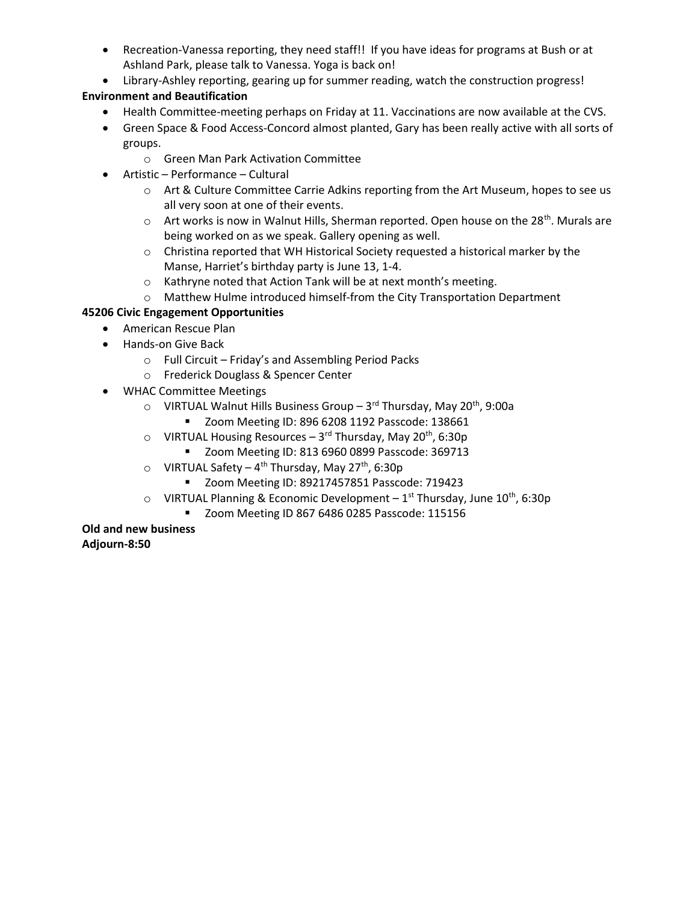- Recreation-Vanessa reporting, they need staff!! If you have ideas for programs at Bush or at Ashland Park, please talk to Vanessa. Yoga is back on!
- Library-Ashley reporting, gearing up for summer reading, watch the construction progress!

**Environment and Beautification**

- Health Committee-meeting perhaps on Friday at 11. Vaccinations are now available at the CVS.
- Green Space & Food Access-Concord almost planted, Gary has been really active with all sorts of groups.
  - Green Man Park Activation Committee
- Artistic – Performance – Cultural
  - Art & Culture Committee Carrie Adkins reporting from the Art Museum, hopes to see us all very soon at one of their events.
  - Art works is now in Walnut Hills, Sherman reported. Open house on the 28th. Murals are being worked on as we speak. Gallery opening as well.
  - Christina reported that WH Historical Society requested a historical marker by the Manse, Harriet's birthday party is June 13, 1-4.
  - Kathryne noted that Action Tank will be at next month's meeting.
  - Matthew Hulme introduced himself-from the City Transportation Department

**45206 Civic Engagement Opportunities**

- American Rescue Plan
- Hands-on Give Back
  - Full Circuit – Friday's and Assembling Period Packs
  - Frederick Douglass & Spencer Center
- WHAC Committee Meetings
  - VIRTUAL Walnut Hills Business Group – 3rd Thursday, May 20th, 9:00a
    - Zoom Meeting ID: 896 6208 1192 Passcode: 138661
  - VIRTUAL Housing Resources – 3rd Thursday, May 20th, 6:30p
    - Zoom Meeting ID: 813 6960 0899 Passcode: 369713
  - VIRTUAL Safety – 4th Thursday, May 27th, 6:30p
    - Zoom Meeting ID: 89217457851 Passcode: 719423
  - VIRTUAL Planning & Economic Development – 1st Thursday, June 10th, 6:30p
    - Zoom Meeting ID 867 6486 0285 Passcode: 115156

**Old and new business**

**Adjourn-8:50**